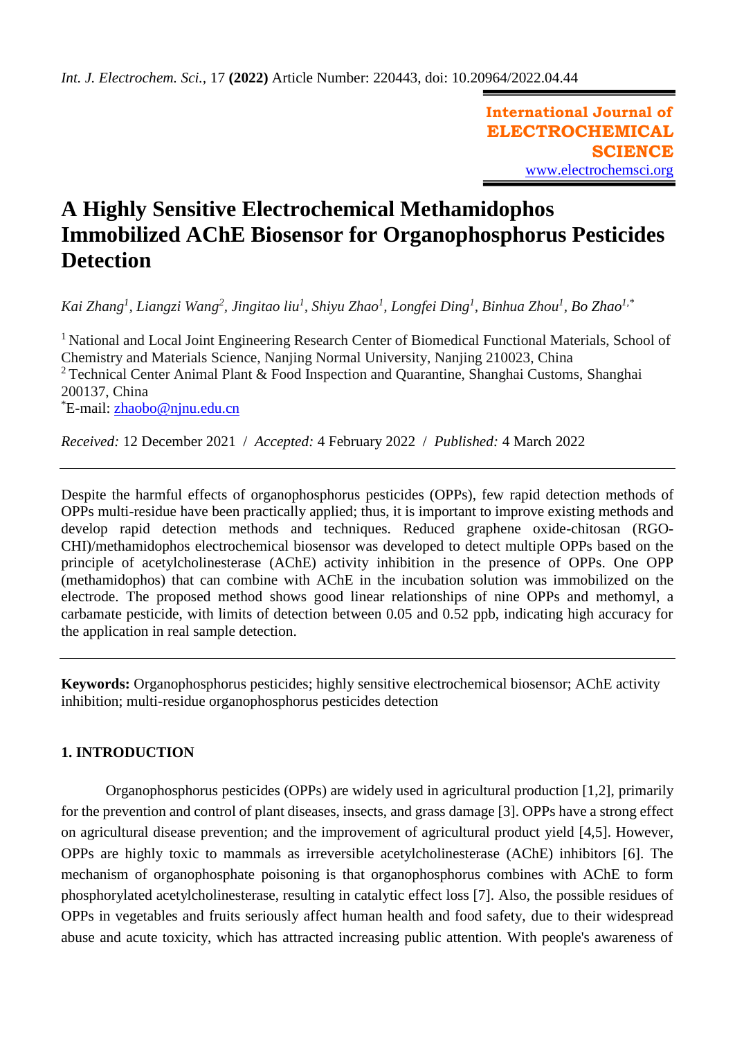# A Highly Sensitive Electrochemical Methamidophos Immobilized AChE Biosensor for Organophosphorus Pesticides Detection

*Kai Zhang[1], Liangzi Wang[2], Jingitao liu[1], Shiyu Zhao[1], Longfei Ding[1], Binhua Zhou[1], Bo Zhao[1,*]*

[1] National and Local Joint Engineering Research Center of Biomedical Functional Materials, School of Chemistry and Materials Science, Nanjing Normal University, Nanjing 210023, China
[2] Technical Center Animal Plant & Food Inspection and Quarantine, Shanghai Customs, Shanghai 200137, China
[*]E-mail: zhaobo@njnu.edu.cn

*Received:* 12 December 2021 / *Accepted:* 4 February 2022 / *Published:* 4 March 2022

---

Despite the harmful effects of organophosphorus pesticides (OPPs), few rapid detection methods of OPPs multi-residue have been practically applied; thus, it is important to improve existing methods and develop rapid detection methods and techniques. Reduced graphene oxide-chitosan (RGO-CHI)/methamidophos electrochemical biosensor was developed to detect multiple OPPs based on the principle of acetylcholinesterase (AChE) activity inhibition in the presence of OPPs. One OPP (methamidophos) that can combine with AChE in the incubation solution was immobilized on the electrode. The proposed method shows good linear relationships of nine OPPs and methomyl, a carbamate pesticide, with limits of detection between 0.05 and 0.52 ppb, indicating high accuracy for the application in real sample detection.

---

**Keywords:** Organophosphorus pesticides; highly sensitive electrochemical biosensor; AChE activity inhibition; multi-residue organophosphorus pesticides detection

## 1. INTRODUCTION

Organophosphorus pesticides (OPPs) are widely used in agricultural production [1,2], primarily for the prevention and control of plant diseases, insects, and grass damage [3]. OPPs have a strong effect on agricultural disease prevention; and the improvement of agricultural product yield [4,5]. However, OPPs are highly toxic to mammals as irreversible acetylcholinesterase (AChE) inhibitors [6]. The mechanism of organophosphate poisoning is that organophosphorus combines with AChE to form phosphorylated acetylcholinesterase, resulting in catalytic effect loss [7]. Also, the possible residues of OPPs in vegetables and fruits seriously affect human health and food safety, due to their widespread abuse and acute toxicity, which has attracted increasing public attention. With people's awareness of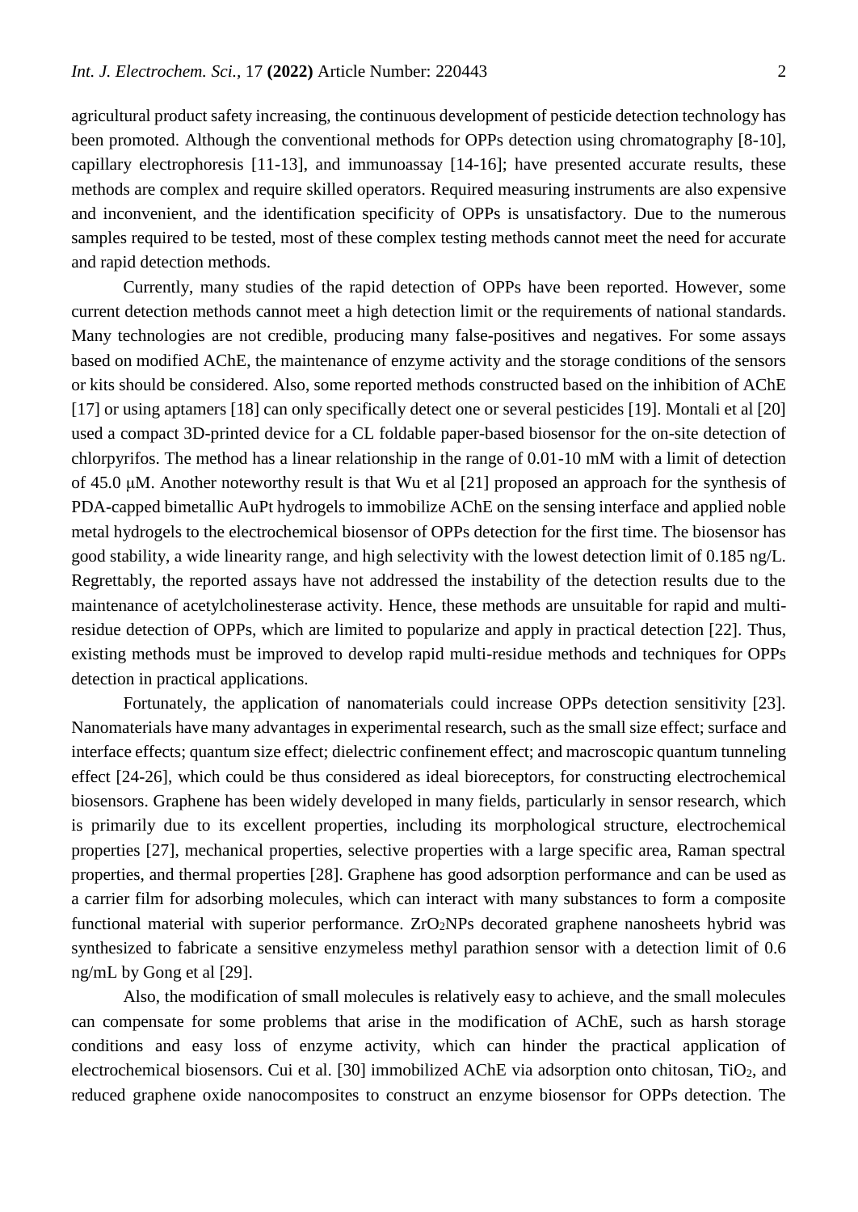agricultural product safety increasing, the continuous development of pesticide detection technology has been promoted. Although the conventional methods for OPPs detection using chromatography [8-10], capillary electrophoresis [11-13], and immunoassay [14-16]; have presented accurate results, these methods are complex and require skilled operators. Required measuring instruments are also expensive and inconvenient, and the identification specificity of OPPs is unsatisfactory. Due to the numerous samples required to be tested, most of these complex testing methods cannot meet the need for accurate and rapid detection methods.

Currently, many studies of the rapid detection of OPPs have been reported. However, some current detection methods cannot meet a high detection limit or the requirements of national standards. Many technologies are not credible, producing many false-positives and negatives. For some assays based on modified AChE, the maintenance of enzyme activity and the storage conditions of the sensors or kits should be considered. Also, some reported methods constructed based on the inhibition of AChE [17] or using aptamers [18] can only specifically detect one or several pesticides [19]. Montali et al [20] used a compact 3D-printed device for a CL foldable paper-based biosensor for the on-site detection of chlorpyrifos. The method has a linear relationship in the range of 0.01-10 mM with a limit of detection of 45.0 μM. Another noteworthy result is that Wu et al [21] proposed an approach for the synthesis of PDA-capped bimetallic AuPt hydrogels to immobilize AChE on the sensing interface and applied noble metal hydrogels to the electrochemical biosensor of OPPs detection for the first time. The biosensor has good stability, a wide linearity range, and high selectivity with the lowest detection limit of 0.185 ng/L. Regrettably, the reported assays have not addressed the instability of the detection results due to the maintenance of acetylcholinesterase activity. Hence, these methods are unsuitable for rapid and multi-residue detection of OPPs, which are limited to popularize and apply in practical detection [22]. Thus, existing methods must be improved to develop rapid multi-residue methods and techniques for OPPs detection in practical applications.

Fortunately, the application of nanomaterials could increase OPPs detection sensitivity [23]. Nanomaterials have many advantages in experimental research, such as the small size effect; surface and interface effects; quantum size effect; dielectric confinement effect; and macroscopic quantum tunneling effect [24-26], which could be thus considered as ideal bioreceptors, for constructing electrochemical biosensors. Graphene has been widely developed in many fields, particularly in sensor research, which is primarily due to its excellent properties, including its morphological structure, electrochemical properties [27], mechanical properties, selective properties with a large specific area, Raman spectral properties, and thermal properties [28]. Graphene has good adsorption performance and can be used as a carrier film for adsorbing molecules, which can interact with many substances to form a composite functional material with superior performance. $ZrO_2$NPs decorated graphene nanosheets hybrid was synthesized to fabricate a sensitive enzymeless methyl parathion sensor with a detection limit of 0.6 ng/mL by Gong et al [29].

Also, the modification of small molecules is relatively easy to achieve, and the small molecules can compensate for some problems that arise in the modification of AChE, such as harsh storage conditions and easy loss of enzyme activity, which can hinder the practical application of electrochemical biosensors. Cui et al. [30] immobilized AChE via adsorption onto chitosan, $TiO_2$, and reduced graphene oxide nanocomposites to construct an enzyme biosensor for OPPs detection. The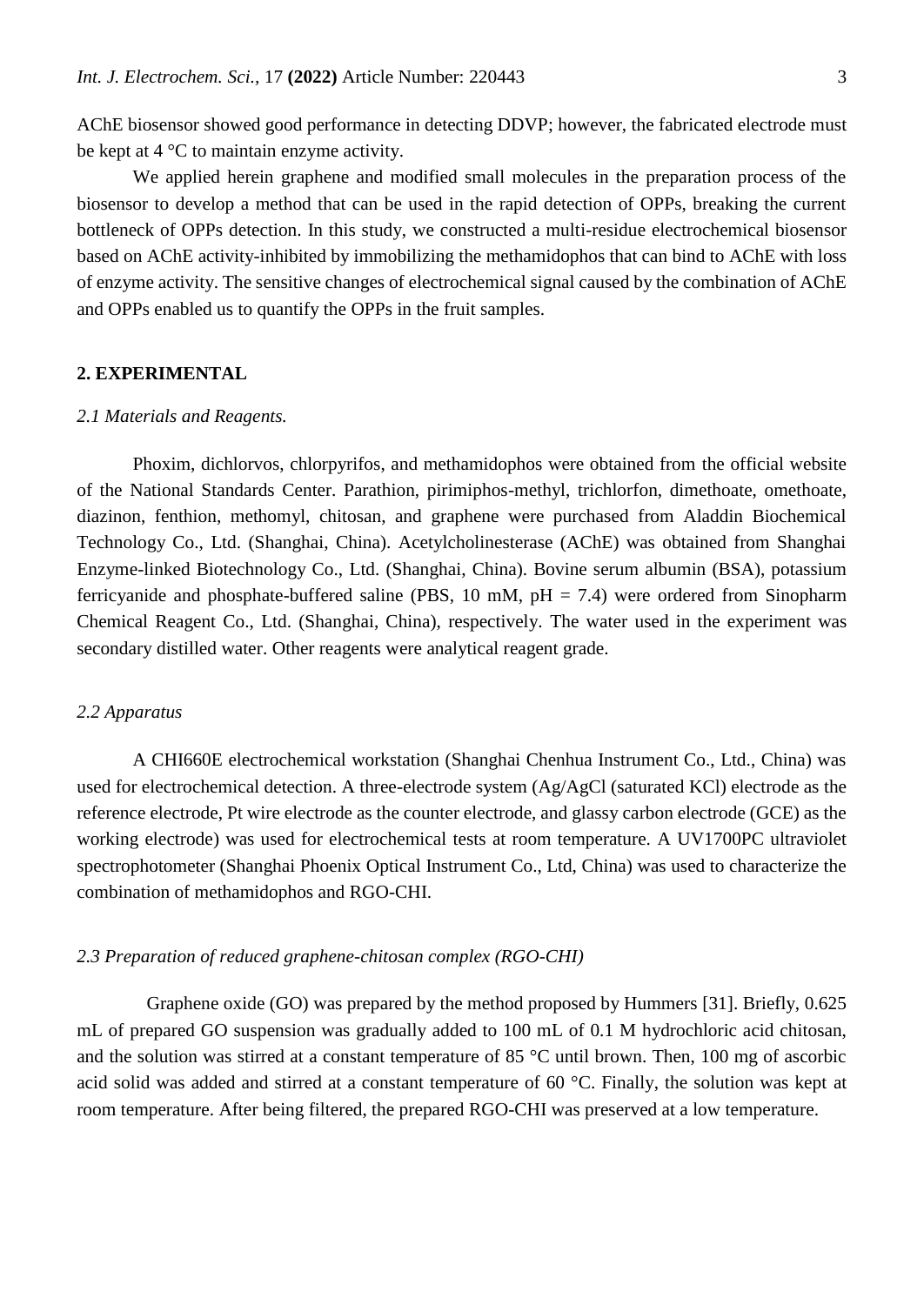AChE biosensor showed good performance in detecting DDVP; however, the fabricated electrode must be kept at 4 °C to maintain enzyme activity.

We applied herein graphene and modified small molecules in the preparation process of the biosensor to develop a method that can be used in the rapid detection of OPPs, breaking the current bottleneck of OPPs detection. In this study, we constructed a multi-residue electrochemical biosensor based on AChE activity-inhibited by immobilizing the methamidophos that can bind to AChE with loss of enzyme activity. The sensitive changes of electrochemical signal caused by the combination of AChE and OPPs enabled us to quantify the OPPs in the fruit samples.

## 2. EXPERIMENTAL

### *2.1 Materials and Reagents.*

Phoxim, dichlorvos, chlorpyrifos, and methamidophos were obtained from the official website of the National Standards Center. Parathion, pirimiphos-methyl, trichlorfon, dimethoate, omethoate, diazinon, fenthion, methomyl, chitosan, and graphene were purchased from Aladdin Biochemical Technology Co., Ltd. (Shanghai, China). Acetylcholinesterase (AChE) was obtained from Shanghai Enzyme-linked Biotechnology Co., Ltd. (Shanghai, China). Bovine serum albumin (BSA), potassium ferricyanide and phosphate-buffered saline (PBS, 10 mM, pH = 7.4) were ordered from Sinopharm Chemical Reagent Co., Ltd. (Shanghai, China), respectively. The water used in the experiment was secondary distilled water. Other reagents were analytical reagent grade.

### *2.2 Apparatus*

A CHI660E electrochemical workstation (Shanghai Chenhua Instrument Co., Ltd., China) was used for electrochemical detection. A three-electrode system (Ag/AgCl (saturated KCl) electrode as the reference electrode, Pt wire electrode as the counter electrode, and glassy carbon electrode (GCE) as the working electrode) was used for electrochemical tests at room temperature. A UV1700PC ultraviolet spectrophotometer (Shanghai Phoenix Optical Instrument Co., Ltd, China) was used to characterize the combination of methamidophos and RGO-CHI.

### *2.3 Preparation of reduced graphene-chitosan complex (RGO-CHI)*

Graphene oxide (GO) was prepared by the method proposed by Hummers [31]. Briefly, 0.625 mL of prepared GO suspension was gradually added to 100 mL of 0.1 M hydrochloric acid chitosan, and the solution was stirred at a constant temperature of 85 °C until brown. Then, 100 mg of ascorbic acid solid was added and stirred at a constant temperature of 60 °C. Finally, the solution was kept at room temperature. After being filtered, the prepared RGO-CHI was preserved at a low temperature.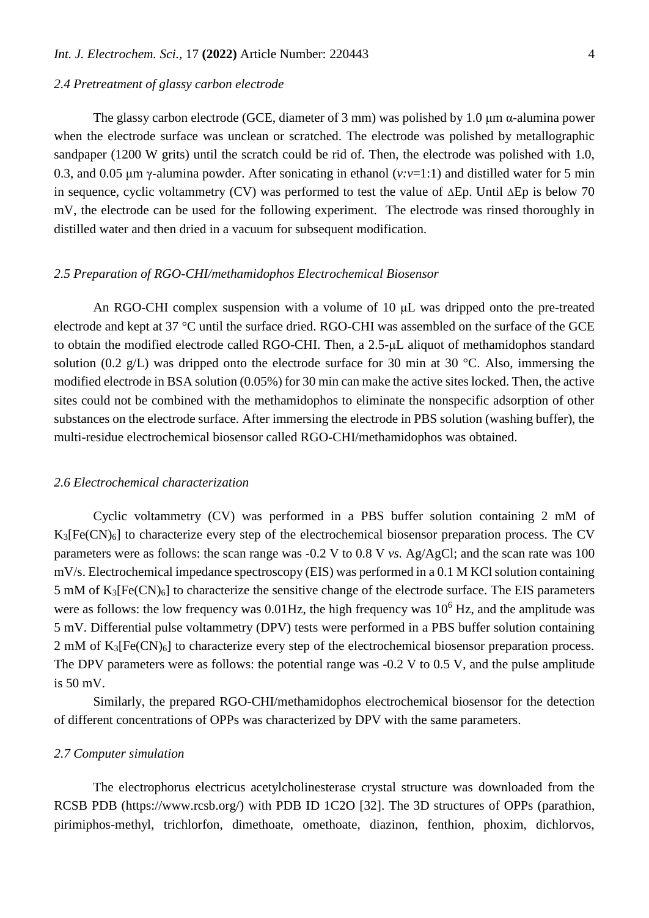### 2.4 Pretreatment of glassy carbon electrode

The glassy carbon electrode (GCE, diameter of 3 mm) was polished by 1.0 μm α-alumina power when the electrode surface was unclean or scratched. The electrode was polished by metallographic sandpaper (1200 W grits) until the scratch could be rid of. Then, the electrode was polished with 1.0, 0.3, and 0.05 μm γ-alumina powder. After sonicating in ethanol (*v:v*=1:1) and distilled water for 5 min in sequence, cyclic voltammetry (CV) was performed to test the value of ΔEp. Until ΔEp is below 70 mV, the electrode can be used for the following experiment. The electrode was rinsed thoroughly in distilled water and then dried in a vacuum for subsequent modification.

### 2.5 Preparation of RGO-CHI/methamidophos Electrochemical Biosensor

An RGO-CHI complex suspension with a volume of 10 μL was dripped onto the pre-treated electrode and kept at 37 °C until the surface dried. RGO-CHI was assembled on the surface of the GCE to obtain the modified electrode called RGO-CHI. Then, a 2.5-μL aliquot of methamidophos standard solution (0.2 g/L) was dripped onto the electrode surface for 30 min at 30 °C. Also, immersing the modified electrode in BSA solution (0.05%) for 30 min can make the active sites locked. Then, the active sites could not be combined with the methamidophos to eliminate the nonspecific adsorption of other substances on the electrode surface. After immersing the electrode in PBS solution (washing buffer), the multi-residue electrochemical biosensor called RGO-CHI/methamidophos was obtained.

### 2.6 Electrochemical characterization

Cyclic voltammetry (CV) was performed in a PBS buffer solution containing 2 mM of $K_3[Fe(CN)_6]$ to characterize every step of the electrochemical biosensor preparation process. The CV parameters were as follows: the scan range was -0.2 V to 0.8 V *vs.* Ag/AgCl; and the scan rate was 100 mV/s. Electrochemical impedance spectroscopy (EIS) was performed in a 0.1 M KCl solution containing 5 mM of $K_3[Fe(CN)_6]$ to characterize the sensitive change of the electrode surface. The EIS parameters were as follows: the low frequency was 0.01Hz, the high frequency was $10^6$ Hz, and the amplitude was 5 mV. Differential pulse voltammetry (DPV) tests were performed in a PBS buffer solution containing 2 mM of $K_3[Fe(CN)_6]$ to characterize every step of the electrochemical biosensor preparation process. The DPV parameters were as follows: the potential range was -0.2 V to 0.5 V, and the pulse amplitude is 50 mV.

Similarly, the prepared RGO-CHI/methamidophos electrochemical biosensor for the detection of different concentrations of OPPs was characterized by DPV with the same parameters.

### 2.7 Computer simulation

The electrophorus electricus acetylcholinesterase crystal structure was downloaded from the RCSB PDB (https://www.rcsb.org/) with PDB ID 1C2O [32]. The 3D structures of OPPs (parathion, pirimiphos-methyl, trichlorfon, dimethoate, omethoate, diazinon, fenthion, phoxim, dichlorvos,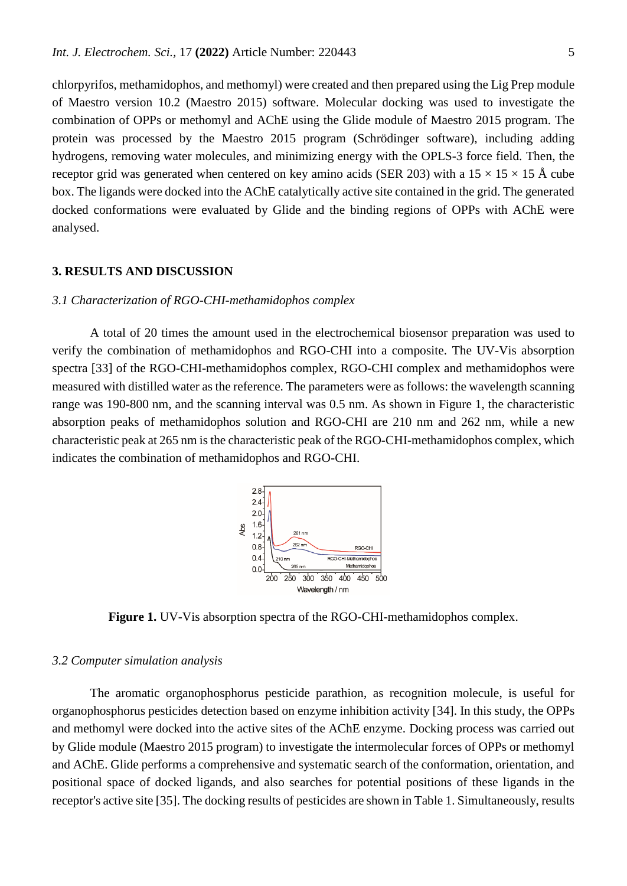chlorpyrifos, methamidophos, and methomyl) were created and then prepared using the Lig Prep module of Maestro version 10.2 (Maestro 2015) software. Molecular docking was used to investigate the combination of OPPs or methomyl and AChE using the Glide module of Maestro 2015 program. The protein was processed by the Maestro 2015 program (Schrödinger software), including adding hydrogens, removing water molecules, and minimizing energy with the OPLS-3 force field. Then, the receptor grid was generated when centered on key amino acids (SER 203) with a 15 × 15 × 15 Å cube box. The ligands were docked into the AChE catalytically active site contained in the grid. The generated docked conformations were evaluated by Glide and the binding regions of OPPs with AChE were analysed.

## 3. RESULTS AND DISCUSSION

### *3.1 Characterization of RGO-CHI-methamidophos complex*

A total of 20 times the amount used in the electrochemical biosensor preparation was used to verify the combination of methamidophos and RGO-CHI into a composite. The UV-Vis absorption spectra [33] of the RGO-CHI-methamidophos complex, RGO-CHI complex and methamidophos were measured with distilled water as the reference. The parameters were as follows: the wavelength scanning range was 190-800 nm, and the scanning interval was 0.5 nm. As shown in Figure 1, the characteristic absorption peaks of methamidophos solution and RGO-CHI are 210 nm and 262 nm, while a new characteristic peak at 265 nm is the characteristic peak of the RGO-CHI-methamidophos complex, which indicates the combination of methamidophos and RGO-CHI.

**Figure 1.** UV-Vis absorption spectra of the RGO-CHI-methamidophos complex.

### *3.2 Computer simulation analysis*

The aromatic organophosphorus pesticide parathion, as recognition molecule, is useful for organophosphorus pesticides detection based on enzyme inhibition activity [34]. In this study, the OPPs and methomyl were docked into the active sites of the AChE enzyme. Docking process was carried out by Glide module (Maestro 2015 program) to investigate the intermolecular forces of OPPs or methomyl and AChE. Glide performs a comprehensive and systematic search of the conformation, orientation, and positional space of docked ligands, and also searches for potential positions of these ligands in the receptor's active site [35]. The docking results of pesticides are shown in Table 1. Simultaneously, results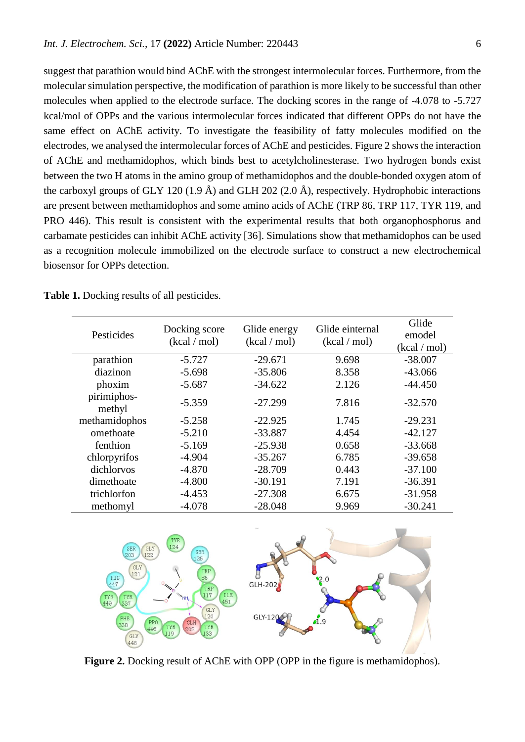suggest that parathion would bind AChE with the strongest intermolecular forces. Furthermore, from the molecular simulation perspective, the modification of parathion is more likely to be successful than other molecules when applied to the electrode surface. The docking scores in the range of -4.078 to -5.727 kcal/mol of OPPs and the various intermolecular forces indicated that different OPPs do not have the same effect on AChE activity. To investigate the feasibility of fatty molecules modified on the electrodes, we analysed the intermolecular forces of AChE and pesticides. Figure 2 shows the interaction of AChE and methamidophos, which binds best to acetylcholinesterase. Two hydrogen bonds exist between the two H atoms in the amino group of methamidophos and the double-bonded oxygen atom of the carboxyl groups of GLY 120 (1.9 Å) and GLH 202 (2.0 Å), respectively. Hydrophobic interactions are present between methamidophos and some amino acids of AChE (TRP 86, TRP 117, TYR 119, and PRO 446). This result is consistent with the experimental results that both organophosphorus and carbamate pesticides can inhibit AChE activity [36]. Simulations show that methamidophos can be used as a recognition molecule immobilized on the electrode surface to construct a new electrochemical biosensor for OPPs detection.

**Table 1.** Docking results of all pesticides.

| Pesticides | Docking score (kcal / mol) | Glide energy (kcal / mol) | Glide einternal (kcal / mol) | Glide emodel (kcal / mol) |
|---|---|---|---|---|
| parathion | -5.727 | -29.671 | 9.698 | -38.007 |
| diazinon | -5.698 | -35.806 | 8.358 | -43.066 |
| phoxim | -5.687 | -34.622 | 2.126 | -44.450 |
| pirimiphos-methyl | -5.359 | -27.299 | 7.816 | -32.570 |
| methamidophos | -5.258 | -22.925 | 1.745 | -29.231 |
| omethoate | -5.210 | -33.887 | 4.454 | -42.127 |
| fenthion | -5.169 | -25.938 | 0.658 | -33.668 |
| chlorpyrifos | -4.904 | -35.267 | 6.785 | -39.658 |
| dichlorvos | -4.870 | -28.709 | 0.443 | -37.100 |
| dimethoate | -4.800 | -30.191 | 7.191 | -36.391 |
| trichlorfon | -4.453 | -27.308 | 6.675 | -31.958 |
| methomyl | -4.078 | -28.048 | 9.969 | -30.241 |

**Figure 2.** Docking result of AChE with OPP (OPP in the figure is methamidophos).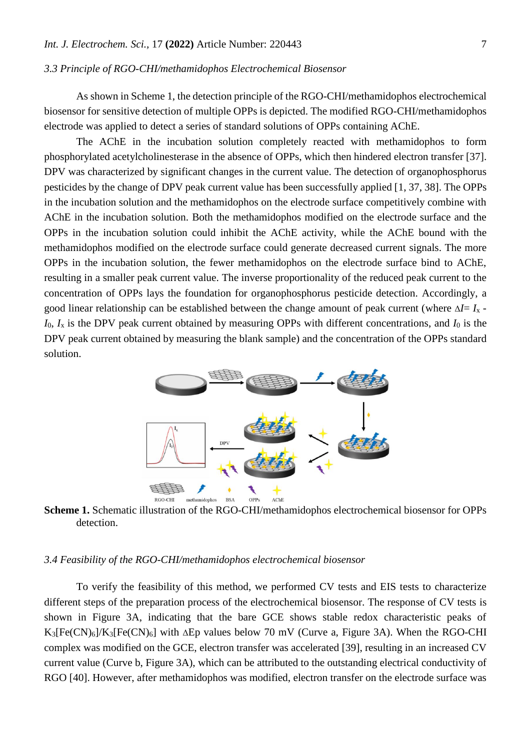### *3.3 Principle of RGO-CHI/methamidophos Electrochemical Biosensor*

As shown in Scheme 1, the detection principle of the RGO-CHI/methamidophos electrochemical biosensor for sensitive detection of multiple OPPs is depicted. The modified RGO-CHI/methamidophos electrode was applied to detect a series of standard solutions of OPPs containing AChE.

The AChE in the incubation solution completely reacted with methamidophos to form phosphorylated acetylcholinesterase in the absence of OPPs, which then hindered electron transfer [37]. DPV was characterized by significant changes in the current value. The detection of organophosphorus pesticides by the change of DPV peak current value has been successfully applied [1, 37, 38]. The OPPs in the incubation solution and the methamidophos on the electrode surface competitively combine with AChE in the incubation solution. Both the methamidophos modified on the electrode surface and the OPPs in the incubation solution could inhibit the AChE activity, while the AChE bound with the methamidophos modified on the electrode surface could generate decreased current signals. The more OPPs in the incubation solution, the fewer methamidophos on the electrode surface bind to AChE, resulting in a smaller peak current value. The inverse proportionality of the reduced peak current to the concentration of OPPs lays the foundation for organophosphorus pesticide detection. Accordingly, a good linear relationship can be established between the change amount of peak current (where $\Delta I = I_x - I_0$, $I_x$ is the DPV peak current obtained by measuring OPPs with different concentrations, and $I_0$ is the DPV peak current obtained by measuring the blank sample) and the concentration of the OPPs standard solution.

**Scheme 1.** Schematic illustration of the RGO-CHI/methamidophos electrochemical biosensor for OPPs detection.

### *3.4 Feasibility of the RGO-CHI/methamidophos electrochemical biosensor*

To verify the feasibility of this method, we performed CV tests and EIS tests to characterize different steps of the preparation process of the electrochemical biosensor. The response of CV tests is shown in Figure 3A, indicating that the bare GCE shows stable redox characteristic peaks of $K_3[Fe(CN)_6]/K_3[Fe(CN)_6]$ with $\Delta Ep$ values below 70 mV (Curve a, Figure 3A). When the RGO-CHI complex was modified on the GCE, electron transfer was accelerated [39], resulting in an increased CV current value (Curve b, Figure 3A), which can be attributed to the outstanding electrical conductivity of RGO [40]. However, after methamidophos was modified, electron transfer on the electrode surface was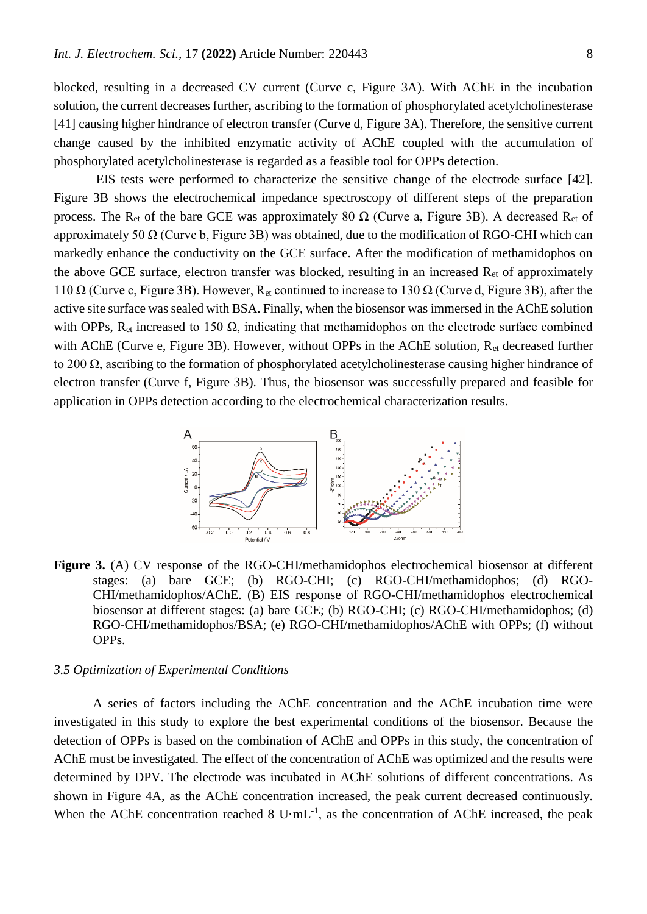blocked, resulting in a decreased CV current (Curve c, Figure 3A). With AChE in the incubation solution, the current decreases further, ascribing to the formation of phosphorylated acetylcholinesterase [41] causing higher hindrance of electron transfer (Curve d, Figure 3A). Therefore, the sensitive current change caused by the inhibited enzymatic activity of AChE coupled with the accumulation of phosphorylated acetylcholinesterase is regarded as a feasible tool for OPPs detection.

EIS tests were performed to characterize the sensitive change of the electrode surface [42]. Figure 3B shows the electrochemical impedance spectroscopy of different steps of the preparation process. The $R_{et}$ of the bare GCE was approximately 80 Ω (Curve a, Figure 3B). A decreased $R_{et}$ of approximately 50 Ω (Curve b, Figure 3B) was obtained, due to the modification of RGO-CHI which can markedly enhance the conductivity on the GCE surface. After the modification of methamidophos on the above GCE surface, electron transfer was blocked, resulting in an increased $R_{et}$ of approximately 110 Ω (Curve c, Figure 3B). However, $R_{et}$ continued to increase to 130 Ω (Curve d, Figure 3B), after the active site surface was sealed with BSA. Finally, when the biosensor was immersed in the AChE solution with OPPs, $R_{et}$ increased to 150 Ω, indicating that methamidophos on the electrode surface combined with AChE (Curve e, Figure 3B). However, without OPPs in the AChE solution, $R_{et}$ decreased further to 200 Ω, ascribing to the formation of phosphorylated acetylcholinesterase causing higher hindrance of electron transfer (Curve f, Figure 3B). Thus, the biosensor was successfully prepared and feasible for application in OPPs detection according to the electrochemical characterization results.

**Figure 3.** (A) CV response of the RGO-CHI/methamidophos electrochemical biosensor at different stages: (a) bare GCE; (b) RGO-CHI; (c) RGO-CHI/methamidophos; (d) RGO-CHI/methamidophos/AChE. (B) EIS response of RGO-CHI/methamidophos electrochemical biosensor at different stages: (a) bare GCE; (b) RGO-CHI; (c) RGO-CHI/methamidophos; (d) RGO-CHI/methamidophos/BSA; (e) RGO-CHI/methamidophos/AChE with OPPs; (f) without OPPs.

### *3.5 Optimization of Experimental Conditions*

A series of factors including the AChE concentration and the AChE incubation time were investigated in this study to explore the best experimental conditions of the biosensor. Because the detection of OPPs is based on the combination of AChE and OPPs in this study, the concentration of AChE must be investigated. The effect of the concentration of AChE was optimized and the results were determined by DPV. The electrode was incubated in AChE solutions of different concentrations. As shown in Figure 4A, as the AChE concentration increased, the peak current decreased continuously. When the AChE concentration reached 8 $U \cdot mL^{-1}$, as the concentration of AChE increased, the peak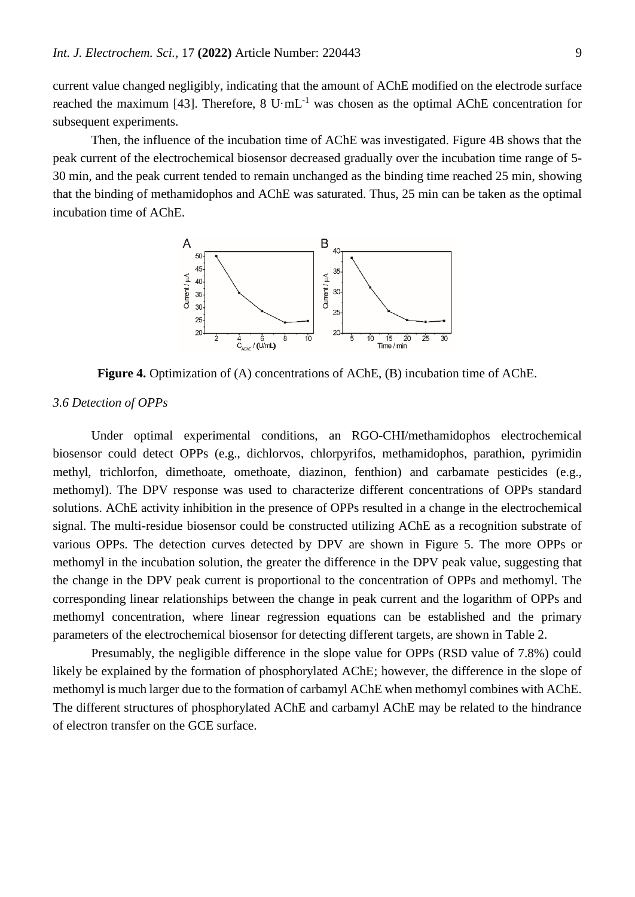current value changed negligibly, indicating that the amount of AChE modified on the electrode surface reached the maximum [43]. Therefore, 8 $U \cdot mL^{-1}$ was chosen as the optimal AChE concentration for subsequent experiments.

Then, the influence of the incubation time of AChE was investigated. Figure 4B shows that the peak current of the electrochemical biosensor decreased gradually over the incubation time range of 5-30 min, and the peak current tended to remain unchanged as the binding time reached 25 min, showing that the binding of methamidophos and AChE was saturated. Thus, 25 min can be taken as the optimal incubation time of AChE.

**Figure 4.** Optimization of (A) concentrations of AChE, (B) incubation time of AChE.

### *3.6 Detection of OPPs*

Under optimal experimental conditions, an RGO-CHI/methamidophos electrochemical biosensor could detect OPPs (e.g., dichlorvos, chlorpyrifos, methamidophos, parathion, pyrimidin methyl, trichlorfon, dimethoate, omethoate, diazinon, fenthion) and carbamate pesticides (e.g., methomyl). The DPV response was used to characterize different concentrations of OPPs standard solutions. AChE activity inhibition in the presence of OPPs resulted in a change in the electrochemical signal. The multi-residue biosensor could be constructed utilizing AChE as a recognition substrate of various OPPs. The detection curves detected by DPV are shown in Figure 5. The more OPPs or methomyl in the incubation solution, the greater the difference in the DPV peak value, suggesting that the change in the DPV peak current is proportional to the concentration of OPPs and methomyl. The corresponding linear relationships between the change in peak current and the logarithm of OPPs and methomyl concentration, where linear regression equations can be established and the primary parameters of the electrochemical biosensor for detecting different targets, are shown in Table 2.

Presumably, the negligible difference in the slope value for OPPs (RSD value of 7.8%) could likely be explained by the formation of phosphorylated AChE; however, the difference in the slope of methomyl is much larger due to the formation of carbamyl AChE when methomyl combines with AChE. The different structures of phosphorylated AChE and carbamyl AChE may be related to the hindrance of electron transfer on the GCE surface.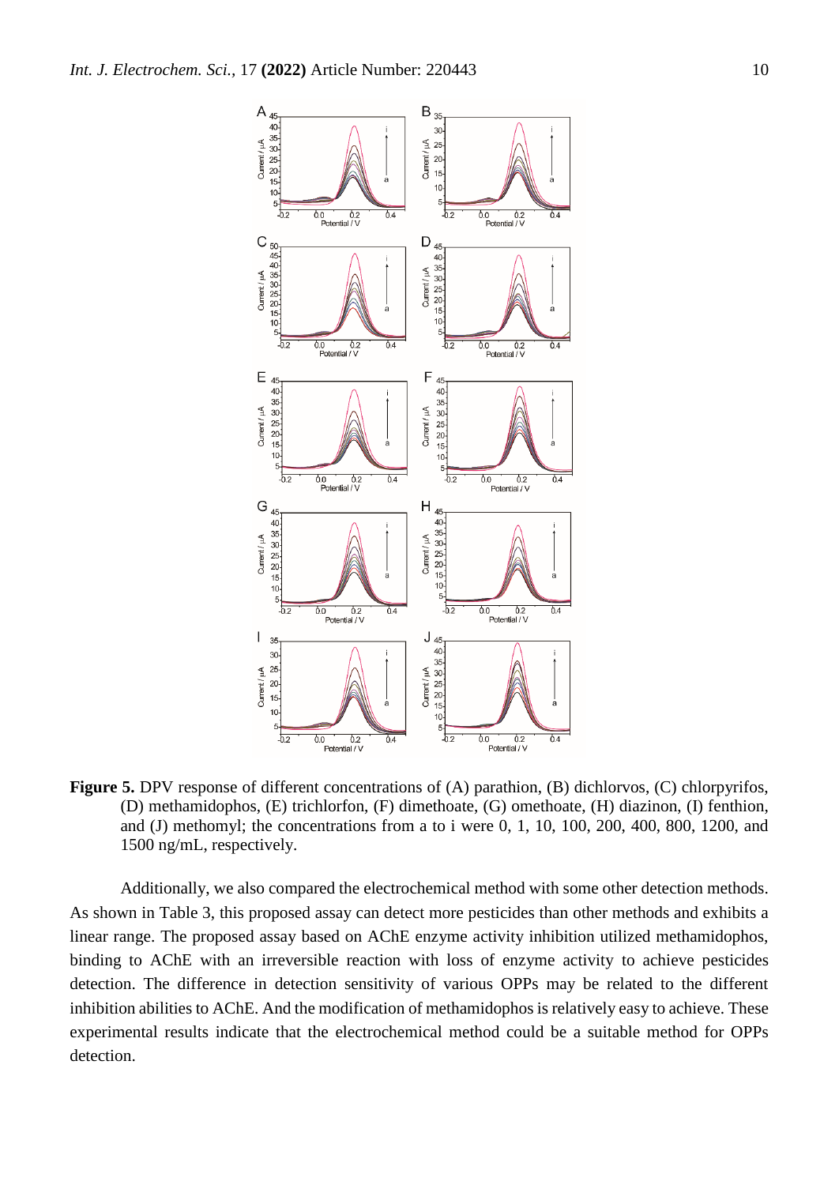**Figure 5.** DPV response of different concentrations of (A) parathion, (B) dichlorvos, (C) chlorpyrifos, (D) methamidophos, (E) trichlorfon, (F) dimethoate, (G) omethoate, (H) diazinon, (I) fenthion, and (J) methomyl; the concentrations from a to i were 0, 1, 10, 100, 200, 400, 800, 1200, and 1500 ng/mL, respectively.

Additionally, we also compared the electrochemical method with some other detection methods. As shown in Table 3, this proposed assay can detect more pesticides than other methods and exhibits a linear range. The proposed assay based on AChE enzyme activity inhibition utilized methamidophos, binding to AChE with an irreversible reaction with loss of enzyme activity to achieve pesticides detection. The difference in detection sensitivity of various OPPs may be related to the different inhibition abilities to AChE. And the modification of methamidophos is relatively easy to achieve. These experimental results indicate that the electrochemical method could be a suitable method for OPPs detection.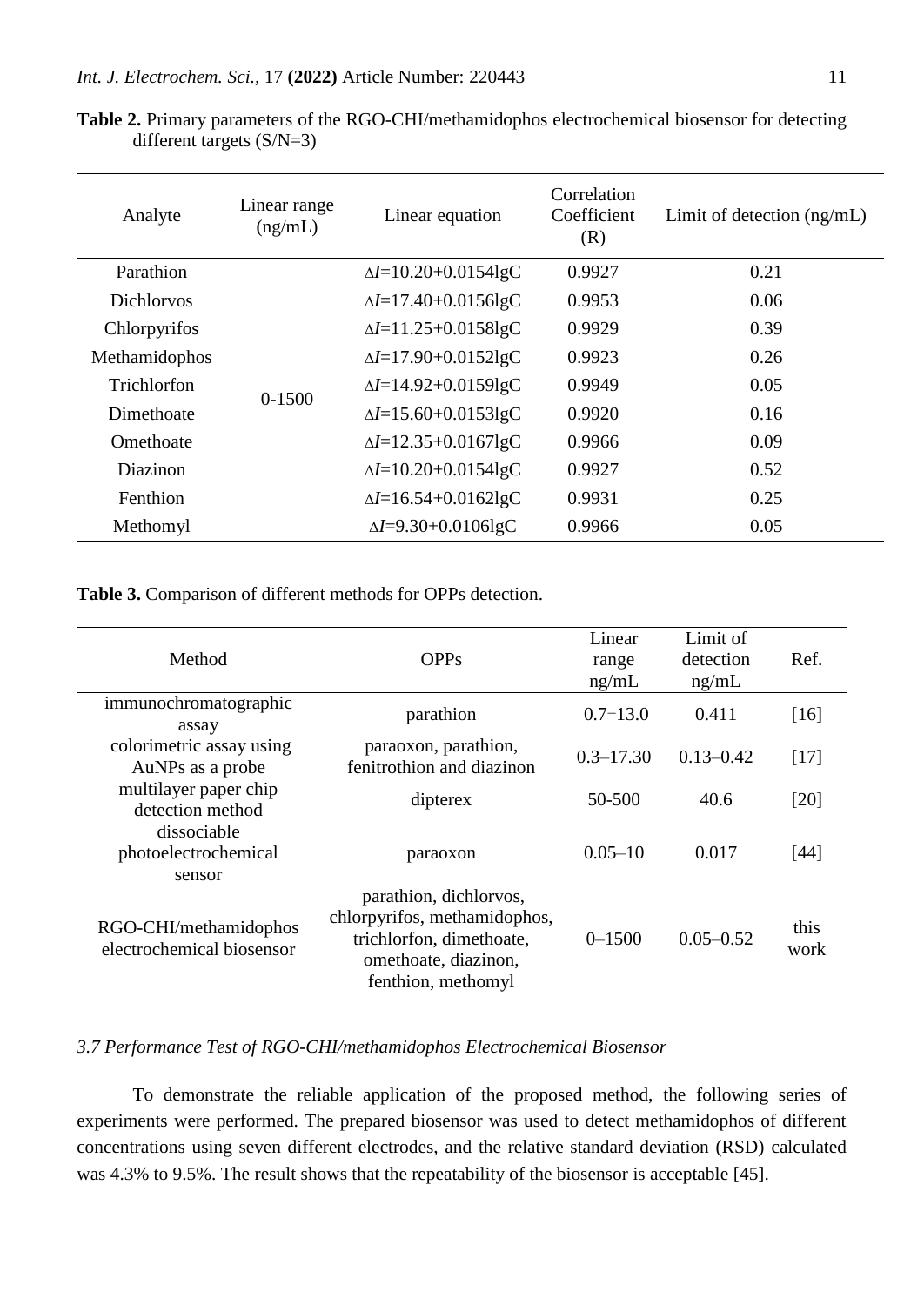**Table 2.** Primary parameters of the RGO-CHI/methamidophos electrochemical biosensor for detecting different targets (S/N=3)

| Analyte | Linear range (ng/mL) | Linear equation | Correlation Coefficient (R) | Limit of detection (ng/mL) |
|---|---|---|---|---|
| Parathion | 0-1500 | $\Delta I$=10.20+0.0154lgC | 0.9927 | 0.21 |
| Dichlorvos | | $\Delta I$=17.40+0.0156lgC | 0.9953 | 0.06 |
| Chlorpyrifos | | $\Delta I$=11.25+0.0158lgC | 0.9929 | 0.39 |
| Methamidophos | | $\Delta I$=17.90+0.0152lgC | 0.9923 | 0.26 |
| Trichlorfon | | $\Delta I$=14.92+0.0159lgC | 0.9949 | 0.05 |
| Dimethoate | | $\Delta I$=15.60+0.0153lgC | 0.9920 | 0.16 |
| Omethoate | | $\Delta I$=12.35+0.0167lgC | 0.9966 | 0.09 |
| Diazinon | | $\Delta I$=10.20+0.0154lgC | 0.9927 | 0.52 |
| Fenthion | | $\Delta I$=16.54+0.0162lgC | 0.9931 | 0.25 |
| Methomyl | | $\Delta I$=9.30+0.0106lgC | 0.9966 | 0.05 |

**Table 3.** Comparison of different methods for OPPs detection.

| Method | OPPs | Linear range ng/mL | Limit of detection ng/mL | Ref. |
|---|---|---|---|---|
| immunochromatographic assay | parathion | 0.7−13.0 | 0.411 | [16] |
| colorimetric assay using AuNPs as a probe | paraoxon, parathion, fenitrothion and diazinon | 0.3–17.30 | 0.13–0.42 | [17] |
| multilayer paper chip detection method | dipterex | 50-500 | 40.6 | [20] |
| dissociable photoelectrochemical sensor | paraoxon | 0.05–10 | 0.017 | [44] |
| RGO-CHI/methamidophos electrochemical biosensor | parathion, dichlorvos, chlorpyrifos, methamidophos, trichlorfon, dimethoate, omethoate, diazinon, fenthion, methomyl | 0–1500 | 0.05–0.52 | this work |

### *3.7 Performance Test of RGO-CHI/methamidophos Electrochemical Biosensor*

To demonstrate the reliable application of the proposed method, the following series of experiments were performed. The prepared biosensor was used to detect methamidophos of different concentrations using seven different electrodes, and the relative standard deviation (RSD) calculated was 4.3% to 9.5%. The result shows that the repeatability of the biosensor is acceptable [45].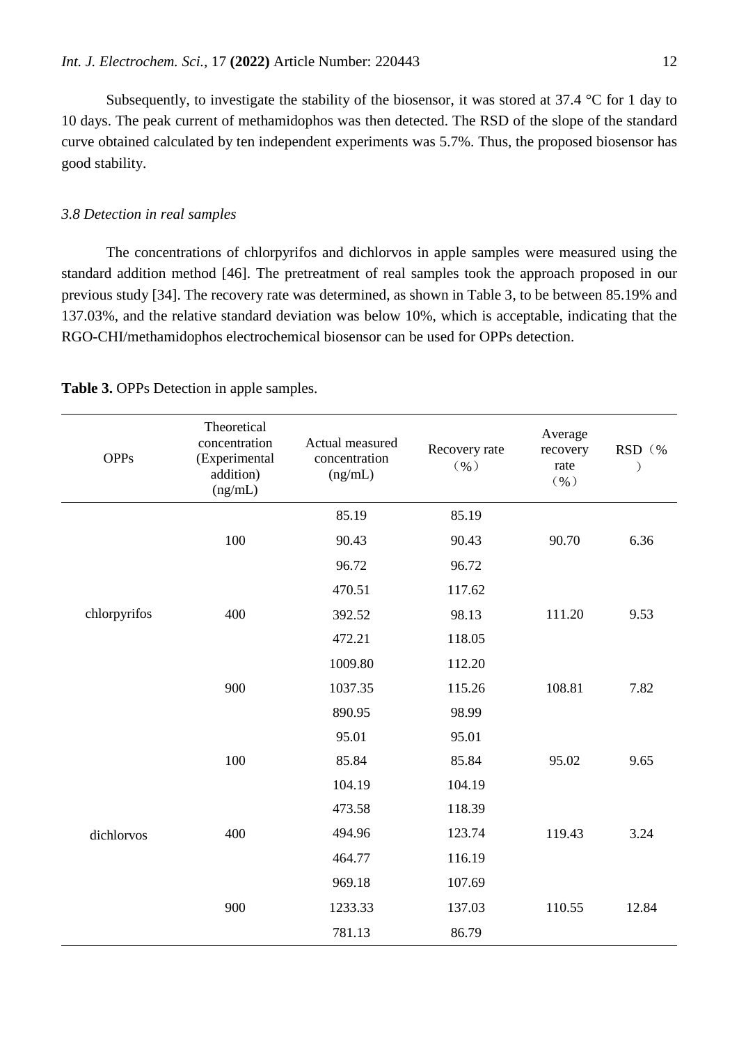Subsequently, to investigate the stability of the biosensor, it was stored at 37.4 °C for 1 day to 10 days. The peak current of methamidophos was then detected. The RSD of the slope of the standard curve obtained calculated by ten independent experiments was 5.7%. Thus, the proposed biosensor has good stability.

### *3.8 Detection in real samples*

The concentrations of chlorpyrifos and dichlorvos in apple samples were measured using the standard addition method [46]. The pretreatment of real samples took the approach proposed in our previous study [34]. The recovery rate was determined, as shown in Table 3, to be between 85.19% and 137.03%, and the relative standard deviation was below 10%, which is acceptable, indicating that the RGO-CHI/methamidophos electrochemical biosensor can be used for OPPs detection.

**Table 3.** OPPs Detection in apple samples.

| OPPs | Theoretical concentration (Experimental addition) (ng/mL) | Actual measured concentration (ng/mL) | Recovery rate (%) | Average recovery rate (%) | RSD (%) |
|---|---|---|---|---|---|
| chlorpyrifos | 100 | 85.19 | 85.19 | 90.70 | 6.36 |
| | | 90.43 | 90.43 | | |
| | | 96.72 | 96.72 | | |
| | 400 | 470.51 | 117.62 | 111.20 | 9.53 |
| | | 392.52 | 98.13 | | |
| | | 472.21 | 118.05 | | |
| | 900 | 1009.80 | 112.20 | 108.81 | 7.82 |
| | | 1037.35 | 115.26 | | |
| | | 890.95 | 98.99 | | |
| dichlorvos | 100 | 95.01 | 95.01 | 95.02 | 9.65 |
| | | 85.84 | 85.84 | | |
| | | 104.19 | 104.19 | | |
| | 400 | 473.58 | 118.39 | 119.43 | 3.24 |
| | | 494.96 | 123.74 | | |
| | | 464.77 | 116.19 | | |
| | 900 | 969.18 | 107.69 | 110.55 | 12.84 |
| | | 1233.33 | 137.03 | | |
| | | 781.13 | 86.79 | | |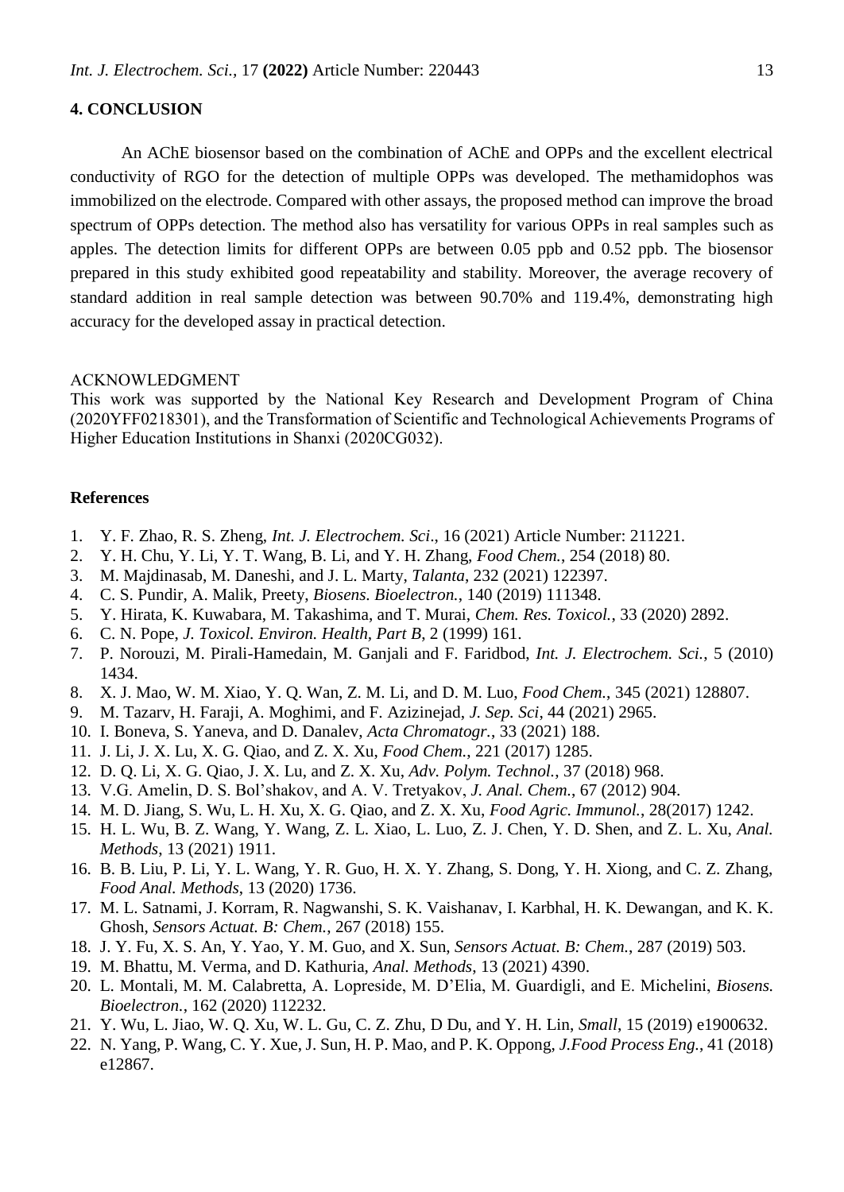## 4. CONCLUSION

An AChE biosensor based on the combination of AChE and OPPs and the excellent electrical conductivity of RGO for the detection of multiple OPPs was developed. The methamidophos was immobilized on the electrode. Compared with other assays, the proposed method can improve the broad spectrum of OPPs detection. The method also has versatility for various OPPs in real samples such as apples. The detection limits for different OPPs are between 0.05 ppb and 0.52 ppb. The biosensor prepared in this study exhibited good repeatability and stability. Moreover, the average recovery of standard addition in real sample detection was between 90.70% and 119.4%, demonstrating high accuracy for the developed assay in practical detection.

ACKNOWLEDGMENT

This work was supported by the National Key Research and Development Program of China (2020YFF0218301), and the Transformation of Scientific and Technological Achievements Programs of Higher Education Institutions in Shanxi (2020CG032).

## References

1. Y. F. Zhao, R. S. Zheng, *Int. J. Electrochem. Sci*., 16 (2021) Article Number: 211221.
2. Y. H. Chu, Y. Li, Y. T. Wang, B. Li, and Y. H. Zhang, *Food Chem.*, 254 (2018) 80.
3. M. Majdinasab, M. Daneshi, and J. L. Marty, *Talanta*, 232 (2021) 122397.
4. C. S. Pundir, A. Malik, Preety, *Biosens. Bioelectron.*, 140 (2019) 111348.
5. Y. Hirata, K. Kuwabara, M. Takashima, and T. Murai, *Chem. Res. Toxicol.*, 33 (2020) 2892.
6. C. N. Pope, *J. Toxicol. Environ. Health, Part B*, 2 (1999) 161.
7. P. Norouzi, M. Pirali-Hamedain, M. Ganjali and F. Faridbod, *Int. J. Electrochem. Sci.*, 5 (2010) 1434.
8. X. J. Mao, W. M. Xiao, Y. Q. Wan, Z. M. Li, and D. M. Luo, *Food Chem.*, 345 (2021) 128807.
9. M. Tazarv, H. Faraji, A. Moghimi, and F. Azizinejad, *J. Sep. Sci*, 44 (2021) 2965.
10. I. Boneva, S. Yaneva, and D. Danalev, *Acta Chromatogr.*, 33 (2021) 188.
11. J. Li, J. X. Lu, X. G. Qiao, and Z. X. Xu, *Food Chem.*, 221 (2017) 1285.
12. D. Q. Li, X. G. Qiao, J. X. Lu, and Z. X. Xu, *Adv. Polym. Technol.*, 37 (2018) 968.
13. V.G. Amelin, D. S. Bol'shakov, and A. V. Tretyakov, *J. Anal. Chem.*, 67 (2012) 904.
14. M. D. Jiang, S. Wu, L. H. Xu, X. G. Qiao, and Z. X. Xu, *Food Agric. Immunol.*, 28(2017) 1242.
15. H. L. Wu, B. Z. Wang, Y. Wang, Z. L. Xiao, L. Luo, Z. J. Chen, Y. D. Shen, and Z. L. Xu, *Anal. Methods*, 13 (2021) 1911.
16. B. B. Liu, P. Li, Y. L. Wang, Y. R. Guo, H. X. Y. Zhang, S. Dong, Y. H. Xiong, and C. Z. Zhang, *Food Anal. Methods*, 13 (2020) 1736.
17. M. L. Satnami, J. Korram, R. Nagwanshi, S. K. Vaishanav, I. Karbhal, H. K. Dewangan, and K. K. Ghosh, *Sensors Actuat. B: Chem.*, 267 (2018) 155.
18. J. Y. Fu, X. S. An, Y. Yao, Y. M. Guo, and X. Sun, *Sensors Actuat. B: Chem.*, 287 (2019) 503.
19. M. Bhattu, M. Verma, and D. Kathuria, *Anal. Methods*, 13 (2021) 4390.
20. L. Montali, M. M. Calabretta, A. Lopreside, M. D'Elia, M. Guardigli, and E. Michelini, *Biosens. Bioelectron.*, 162 (2020) 112232.
21. Y. Wu, L. Jiao, W. Q. Xu, W. L. Gu, C. Z. Zhu, D Du, and Y. H. Lin, *Small*, 15 (2019) e1900632.
22. N. Yang, P. Wang, C. Y. Xue, J. Sun, H. P. Mao, and P. K. Oppong, *J.Food Process Eng.*, 41 (2018) e12867.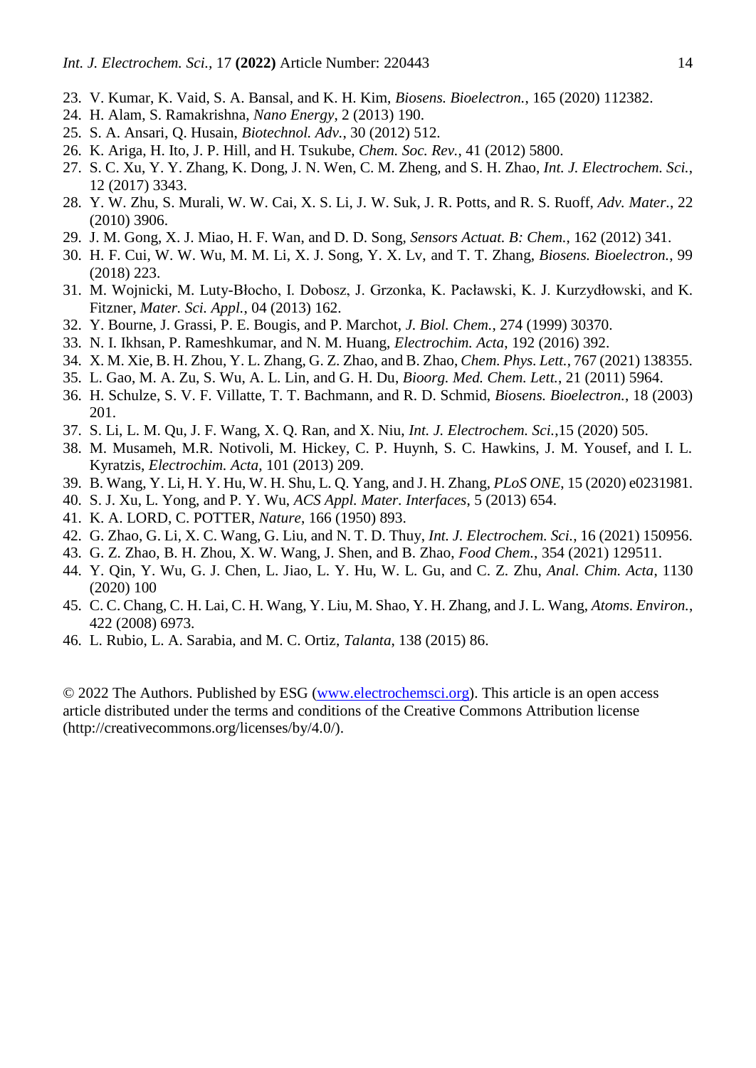23. V. Kumar, K. Vaid, S. A. Bansal, and K. H. Kim, *Biosens. Bioelectron.*, 165 (2020) 112382.
24. H. Alam, S. Ramakrishna, *Nano Energy*, 2 (2013) 190.
25. S. A. Ansari, Q. Husain, *Biotechnol. Adv.*, 30 (2012) 512.
26. K. Ariga, H. Ito, J. P. Hill, and H. Tsukube, *Chem. Soc. Rev.*, 41 (2012) 5800.
27. S. C. Xu, Y. Y. Zhang, K. Dong, J. N. Wen, C. M. Zheng, and S. H. Zhao, *Int. J. Electrochem. Sci.*, 12 (2017) 3343.
28. Y. W. Zhu, S. Murali, W. W. Cai, X. S. Li, J. W. Suk, J. R. Potts, and R. S. Ruoff, *Adv. Mater.*, 22 (2010) 3906.
29. J. M. Gong, X. J. Miao, H. F. Wan, and D. D. Song, *Sensors Actuat. B: Chem.*, 162 (2012) 341.
30. H. F. Cui, W. W. Wu, M. M. Li, X. J. Song, Y. X. Lv, and T. T. Zhang, *Biosens. Bioelectron.*, 99 (2018) 223.
31. M. Wojnicki, M. Luty-Błocho, I. Dobosz, J. Grzonka, K. Pacławski, K. J. Kurzydłowski, and K. Fitzner, *Mater. Sci. Appl.*, 04 (2013) 162.
32. Y. Bourne, J. Grassi, P. E. Bougis, and P. Marchot, *J. Biol. Chem.*, 274 (1999) 30370.
33. N. I. Ikhsan, P. Rameshkumar, and N. M. Huang, *Electrochim. Acta*, 192 (2016) 392.
34. X. M. Xie, B. H. Zhou, Y. L. Zhang, G. Z. Zhao, and B. Zhao, *Chem. Phys. Lett.*, 767 (2021) 138355.
35. L. Gao, M. A. Zu, S. Wu, A. L. Lin, and G. H. Du, *Bioorg. Med. Chem. Lett.*, 21 (2011) 5964.
36. H. Schulze, S. V. F. Villatte, T. T. Bachmann, and R. D. Schmid, *Biosens. Bioelectron.*, 18 (2003) 201.
37. S. Li, L. M. Qu, J. F. Wang, X. Q. Ran, and X. Niu, *Int. J. Electrochem. Sci.*,15 (2020) 505.
38. M. Musameh, M.R. Notivoli, M. Hickey, C. P. Huynh, S. C. Hawkins, J. M. Yousef, and I. L. Kyratzis, *Electrochim. Acta*, 101 (2013) 209.
39. B. Wang, Y. Li, H. Y. Hu, W. H. Shu, L. Q. Yang, and J. H. Zhang, *PLoS ONE*, 15 (2020) e0231981.
40. S. J. Xu, L. Yong, and P. Y. Wu, *ACS Appl. Mater. Interfaces*, 5 (2013) 654.
41. K. A. LORD, C. POTTER, *Nature*, 166 (1950) 893.
42. G. Zhao, G. Li, X. C. Wang, G. Liu, and N. T. D. Thuy, *Int. J. Electrochem. Sci.*, 16 (2021) 150956.
43. G. Z. Zhao, B. H. Zhou, X. W. Wang, J. Shen, and B. Zhao, *Food Chem.*, 354 (2021) 129511.
44. Y. Qin, Y. Wu, G. J. Chen, L. Jiao, L. Y. Hu, W. L. Gu, and C. Z. Zhu, *Anal. Chim. Acta*, 1130 (2020) 100
45. C. C. Chang, C. H. Lai, C. H. Wang, Y. Liu, M. Shao, Y. H. Zhang, and J. L. Wang, *Atoms. Environ.*, 422 (2008) 6973.
46. L. Rubio, L. A. Sarabia, and M. C. Ortiz, *Talanta*, 138 (2015) 86.

© 2022 The Authors. Published by ESG (www.electrochemsci.org). This article is an open access article distributed under the terms and conditions of the Creative Commons Attribution license (http://creativecommons.org/licenses/by/4.0/).